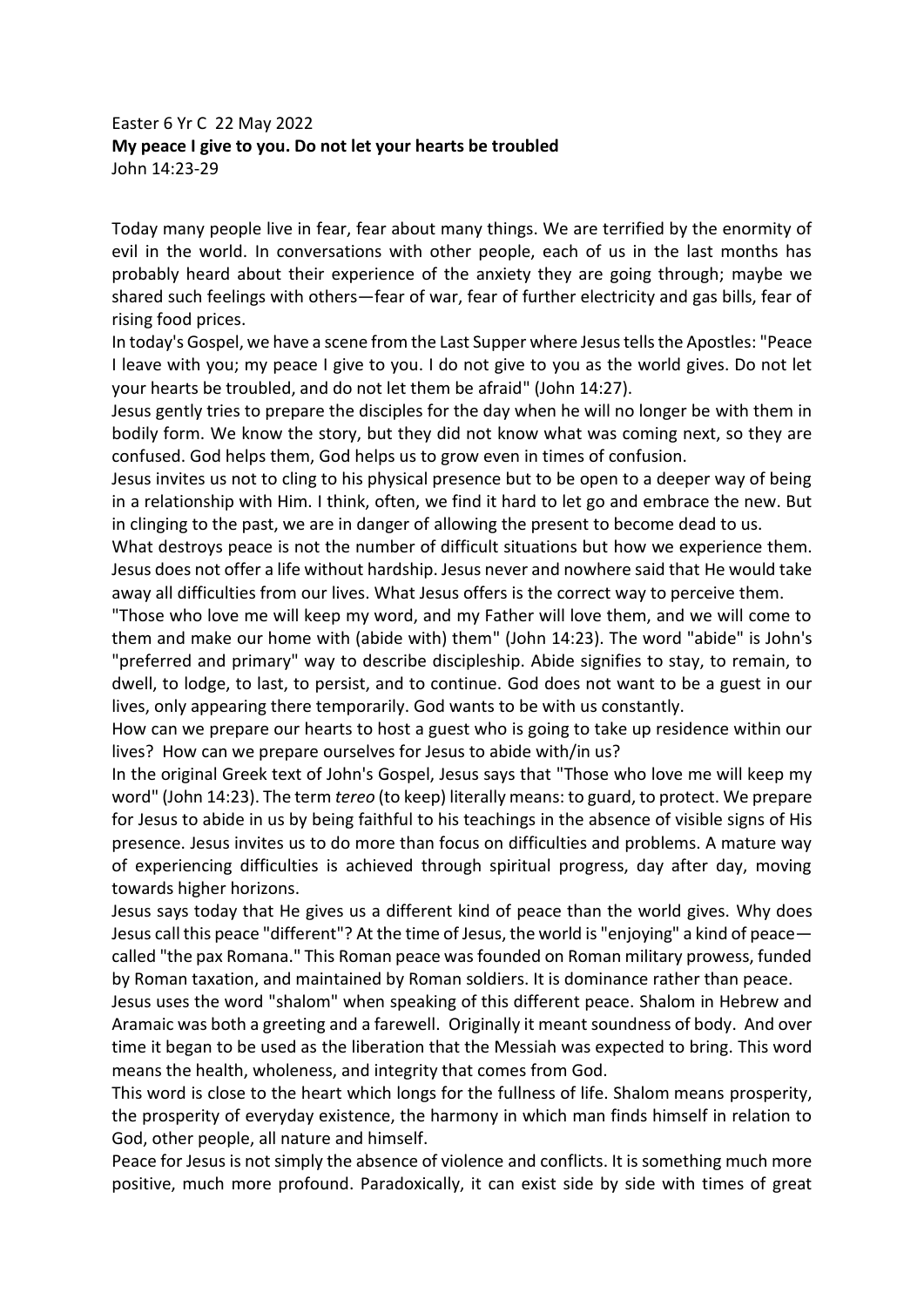Easter 6 Yr C 22 May 2022

**My peace I give to you. Do not let your hearts be troubled**

John 14:23-29

Today many people live in fear, fear about many things. We are terrified by the enormity of evil in the world. In conversations with other people, each of us in the last months has probably heard about their experience of the anxiety they are going through; maybe we shared such feelings with others—fear of war, fear of further electricity and gas bills, fear of rising food prices.

In today's Gospel, we have a scene from the Last Supper where Jesus tells the Apostles: "Peace I leave with you; my peace I give to you. I do not give to you as the world gives. Do not let your hearts be troubled, and do not let them be afraid" (John 14:27).

Jesus gently tries to prepare the disciples for the day when he will no longer be with them in bodily form. We know the story, but they did not know what was coming next, so they are confused. God helps them, God helps us to grow even in times of confusion.

Jesus invites us not to cling to his physical presence but to be open to a deeper way of being in a relationship with Him. I think, often, we find it hard to let go and embrace the new. But in clinging to the past, we are in danger of allowing the present to become dead to us.

What destroys peace is not the number of difficult situations but how we experience them. Jesus does not offer a life without hardship. Jesus never and nowhere said that He would take away all difficulties from our lives. What Jesus offers is the correct way to perceive them.

"Those who love me will keep my word, and my Father will love them, and we will come to them and make our home with (abide with) them" (John 14:23). The word "abide" is John's "preferred and primary" way to describe discipleship. Abide signifies to stay, to remain, to dwell, to lodge, to last, to persist, and to continue. God does not want to be a guest in our lives, only appearing there temporarily. God wants to be with us constantly.

How can we prepare our hearts to host a guest who is going to take up residence within our lives? How can we prepare ourselves for Jesus to abide with/in us?

In the original Greek text of John's Gospel, Jesus says that "Those who love me will keep my word" (John 14:23). The term *tereo* (to keep) literally means: to guard, to protect. We prepare for Jesus to abide in us by being faithful to his teachings in the absence of visible signs of His presence. Jesus invites us to do more than focus on difficulties and problems. A mature way of experiencing difficulties is achieved through spiritual progress, day after day, moving towards higher horizons.

Jesus says today that He gives us a different kind of peace than the world gives. Why does Jesus call this peace "different"? At the time of Jesus, the world is "enjoying" a kind of peace—called "the pax Romana." This Roman peace was founded on Roman military prowess, funded by Roman taxation, and maintained by Roman soldiers. It is dominance rather than peace.

Jesus uses the word "shalom" when speaking of this different peace. Shalom in Hebrew and Aramaic was both a greeting and a farewell. Originally it meant soundness of body. And over time it began to be used as the liberation that the Messiah was expected to bring. This word means the health, wholeness, and integrity that comes from God.

This word is close to the heart which longs for the fullness of life. Shalom means prosperity, the prosperity of everyday existence, the harmony in which man finds himself in relation to God, other people, all nature and himself.

Peace for Jesus is not simply the absence of violence and conflicts. It is something much more positive, much more profound. Paradoxically, it can exist side by side with times of great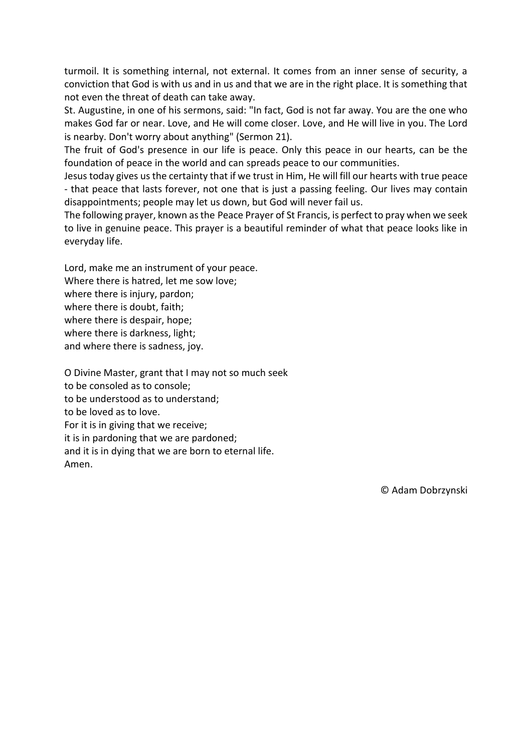turmoil. It is something internal, not external. It comes from an inner sense of security, a conviction that God is with us and in us and that we are in the right place. It is something that not even the threat of death can take away.

St. Augustine, in one of his sermons, said: "In fact, God is not far away. You are the one who makes God far or near. Love, and He will come closer. Love, and He will live in you. The Lord is nearby. Don't worry about anything" (Sermon 21).

The fruit of God's presence in our life is peace. Only this peace in our hearts, can be the foundation of peace in the world and can spreads peace to our communities.

Jesus today gives us the certainty that if we trust in Him, He will fill our hearts with true peace - that peace that lasts forever, not one that is just a passing feeling. Our lives may contain disappointments; people may let us down, but God will never fail us.

The following prayer, known as the Peace Prayer of St Francis, is perfect to pray when we seek to live in genuine peace. This prayer is a beautiful reminder of what that peace looks like in everyday life.

Lord, make me an instrument of your peace.
Where there is hatred, let me sow love;
where there is injury, pardon;
where there is doubt, faith;
where there is despair, hope;
where there is darkness, light;
and where there is sadness, joy.

O Divine Master, grant that I may not so much seek
to be consoled as to console;
to be understood as to understand;
to be loved as to love.
For it is in giving that we receive;
it is in pardoning that we are pardoned;
and it is in dying that we are born to eternal life.
Amen.

© Adam Dobrzynski